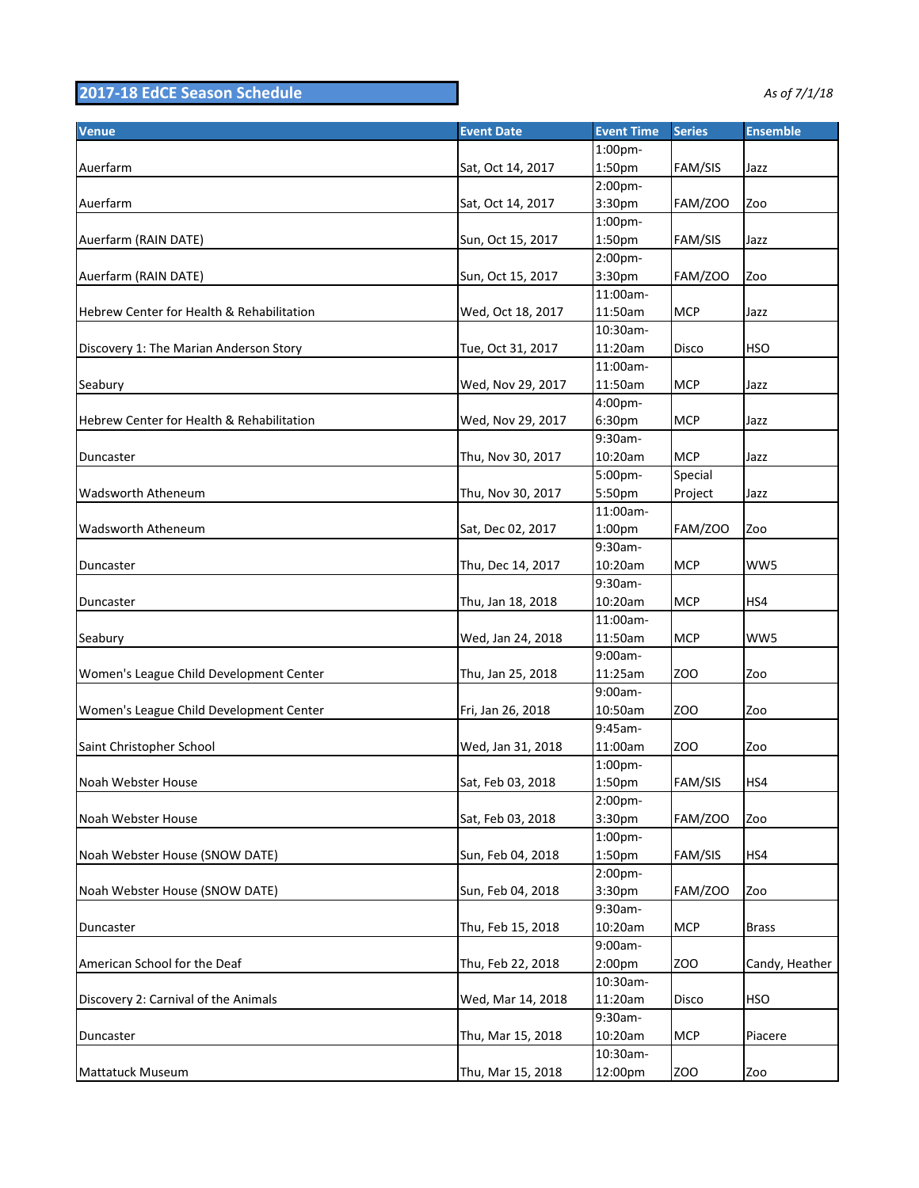## 2017-18 EdCE Season Schedule

*As of 7/1/18*

| Venue | Event Date | Event Time | Series | Ensemble |
|---|---|---|---|---|
| Auerfarm | Sat, Oct 14, 2017 | 1:00pm-1:50pm | FAM/SIS | Jazz |
| Auerfarm | Sat, Oct 14, 2017 | 2:00pm-3:30pm | FAM/ZOO | Zoo |
| Auerfarm (RAIN DATE) | Sun, Oct 15, 2017 | 1:00pm-1:50pm | FAM/SIS | Jazz |
| Auerfarm (RAIN DATE) | Sun, Oct 15, 2017 | 2:00pm-3:30pm | FAM/ZOO | Zoo |
| Hebrew Center for Health & Rehabilitation | Wed, Oct 18, 2017 | 11:00am-11:50am | MCP | Jazz |
| Discovery 1: The Marian Anderson Story | Tue, Oct 31, 2017 | 10:30am-11:20am | Disco | HSO |
| Seabury | Wed, Nov 29, 2017 | 11:00am-11:50am | MCP | Jazz |
| Hebrew Center for Health & Rehabilitation | Wed, Nov 29, 2017 | 4:00pm-6:30pm | MCP | Jazz |
| Duncaster | Thu, Nov 30, 2017 | 9:30am-10:20am | MCP | Jazz |
| Wadsworth Atheneum | Thu, Nov 30, 2017 | 5:00pm-5:50pm | Special Project | Jazz |
| Wadsworth Atheneum | Sat, Dec 02, 2017 | 11:00am-1:00pm | FAM/ZOO | Zoo |
| Duncaster | Thu, Dec 14, 2017 | 9:30am-10:20am | MCP | WW5 |
| Duncaster | Thu, Jan 18, 2018 | 9:30am-10:20am | MCP | HS4 |
| Seabury | Wed, Jan 24, 2018 | 11:00am-11:50am | MCP | WW5 |
| Women's League Child Development Center | Thu, Jan 25, 2018 | 9:00am-11:25am | ZOO | Zoo |
| Women's League Child Development Center | Fri, Jan 26, 2018 | 9:00am-10:50am | ZOO | Zoo |
| Saint Christopher School | Wed, Jan 31, 2018 | 9:45am-11:00am | ZOO | Zoo |
| Noah Webster House | Sat, Feb 03, 2018 | 1:00pm-1:50pm | FAM/SIS | HS4 |
| Noah Webster House | Sat, Feb 03, 2018 | 2:00pm-3:30pm | FAM/ZOO | Zoo |
| Noah Webster House (SNOW DATE) | Sun, Feb 04, 2018 | 1:00pm-1:50pm | FAM/SIS | HS4 |
| Noah Webster House (SNOW DATE) | Sun, Feb 04, 2018 | 2:00pm-3:30pm | FAM/ZOO | Zoo |
| Duncaster | Thu, Feb 15, 2018 | 9:30am-10:20am | MCP | Brass |
| American School for the Deaf | Thu, Feb 22, 2018 | 9:00am-2:00pm | ZOO | Candy, Heather |
| Discovery 2: Carnival of the Animals | Wed, Mar 14, 2018 | 10:30am-11:20am | Disco | HSO |
| Duncaster | Thu, Mar 15, 2018 | 9:30am-10:20am | MCP | Piacere |
| Mattatuck Museum | Thu, Mar 15, 2018 | 10:30am-12:00pm | ZOO | Zoo |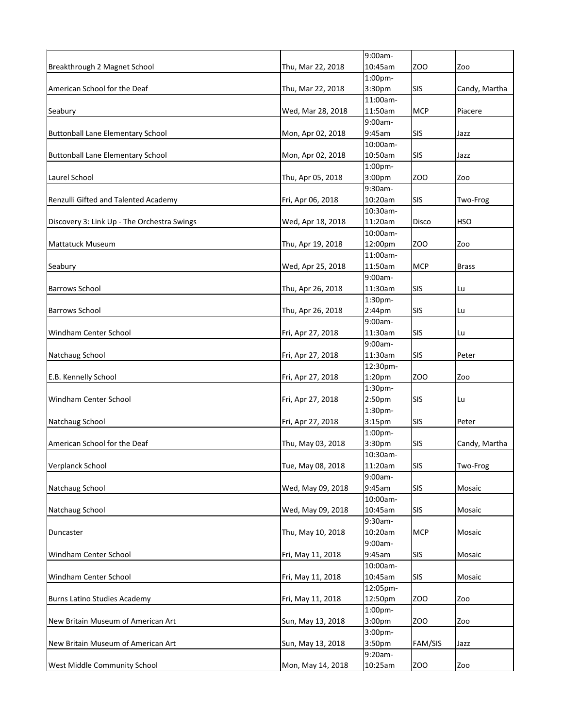| | | | | |
|---|---|---|---|---|
| Breakthrough 2 Magnet School | Thu, Mar 22, 2018 | 9:00am-10:45am | ZOO | Zoo |
| American School for the Deaf | Thu, Mar 22, 2018 | 1:00pm-3:30pm | SIS | Candy, Martha |
| Seabury | Wed, Mar 28, 2018 | 11:00am-11:50am | MCP | Piacere |
| Buttonball Lane Elementary School | Mon, Apr 02, 2018 | 9:00am-9:45am | SIS | Jazz |
| Buttonball Lane Elementary School | Mon, Apr 02, 2018 | 10:00am-10:50am | SIS | Jazz |
| Laurel School | Thu, Apr 05, 2018 | 1:00pm-3:00pm | ZOO | Zoo |
| Renzulli Gifted and Talented Academy | Fri, Apr 06, 2018 | 9:30am-10:20am | SIS | Two-Frog |
| Discovery 3: Link Up - The Orchestra Swings | Wed, Apr 18, 2018 | 10:30am-11:20am | Disco | HSO |
| Mattatuck Museum | Thu, Apr 19, 2018 | 10:00am-12:00pm | ZOO | Zoo |
| Seabury | Wed, Apr 25, 2018 | 11:00am-11:50am | MCP | Brass |
| Barrows School | Thu, Apr 26, 2018 | 9:00am-11:30am | SIS | Lu |
| Barrows School | Thu, Apr 26, 2018 | 1:30pm-2:44pm | SIS | Lu |
| Windham Center School | Fri, Apr 27, 2018 | 9:00am-11:30am | SIS | Lu |
| Natchaug School | Fri, Apr 27, 2018 | 9:00am-11:30am | SIS | Peter |
| E.B. Kennelly School | Fri, Apr 27, 2018 | 12:30pm-1:20pm | ZOO | Zoo |
| Windham Center School | Fri, Apr 27, 2018 | 1:30pm-2:50pm | SIS | Lu |
| Natchaug School | Fri, Apr 27, 2018 | 1:30pm-3:15pm | SIS | Peter |
| American School for the Deaf | Thu, May 03, 2018 | 1:00pm-3:30pm | SIS | Candy, Martha |
| Verplanck School | Tue, May 08, 2018 | 10:30am-11:20am | SIS | Two-Frog |
| Natchaug School | Wed, May 09, 2018 | 9:00am-9:45am | SIS | Mosaic |
| Natchaug School | Wed, May 09, 2018 | 10:00am-10:45am | SIS | Mosaic |
| Duncaster | Thu, May 10, 2018 | 9:30am-10:20am | MCP | Mosaic |
| Windham Center School | Fri, May 11, 2018 | 9:00am-9:45am | SIS | Mosaic |
| Windham Center School | Fri, May 11, 2018 | 10:00am-10:45am | SIS | Mosaic |
| Burns Latino Studies Academy | Fri, May 11, 2018 | 12:05pm-12:50pm | ZOO | Zoo |
| New Britain Museum of American Art | Sun, May 13, 2018 | 1:00pm-3:00pm | ZOO | Zoo |
| New Britain Museum of American Art | Sun, May 13, 2018 | 3:00pm-3:50pm | FAM/SIS | Jazz |
| West Middle Community School | Mon, May 14, 2018 | 9:20am-10:25am | ZOO | Zoo |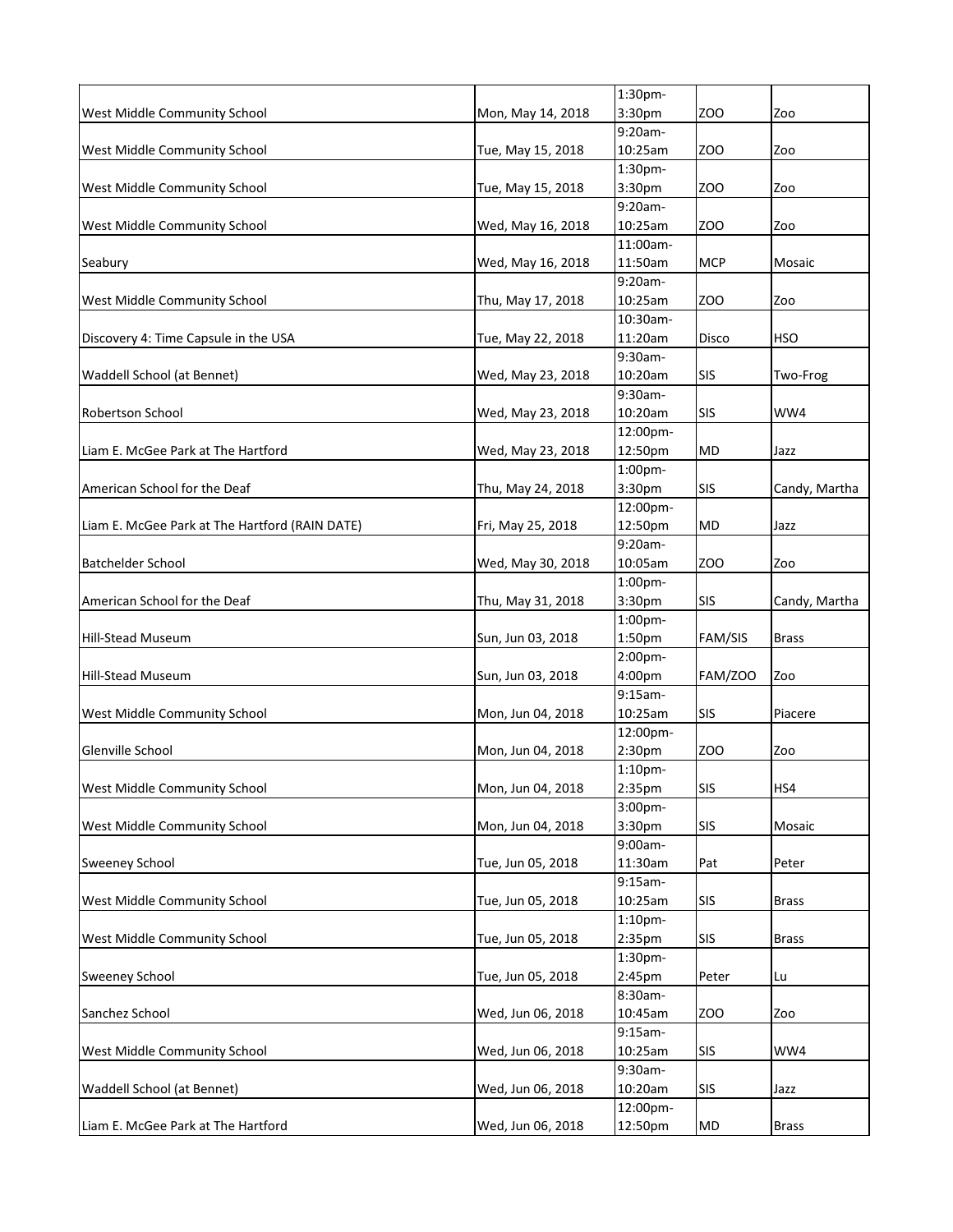| | | | | |
|---|---|---|---|---|
| West Middle Community School | Mon, May 14, 2018 | 1:30pm-3:30pm | ZOO | Zoo |
| West Middle Community School | Tue, May 15, 2018 | 9:20am-10:25am | ZOO | Zoo |
| West Middle Community School | Tue, May 15, 2018 | 1:30pm-3:30pm | ZOO | Zoo |
| West Middle Community School | Wed, May 16, 2018 | 9:20am-10:25am | ZOO | Zoo |
| Seabury | Wed, May 16, 2018 | 11:00am-11:50am | MCP | Mosaic |
| West Middle Community School | Thu, May 17, 2018 | 9:20am-10:25am | ZOO | Zoo |
| Discovery 4: Time Capsule in the USA | Tue, May 22, 2018 | 10:30am-11:20am | Disco | HSO |
| Waddell School (at Bennet) | Wed, May 23, 2018 | 9:30am-10:20am | SIS | Two-Frog |
| Robertson School | Wed, May 23, 2018 | 9:30am-10:20am | SIS | WW4 |
| Liam E. McGee Park at The Hartford | Wed, May 23, 2018 | 12:00pm-12:50pm | MD | Jazz |
| American School for the Deaf | Thu, May 24, 2018 | 1:00pm-3:30pm | SIS | Candy, Martha |
| Liam E. McGee Park at The Hartford (RAIN DATE) | Fri, May 25, 2018 | 12:00pm-12:50pm | MD | Jazz |
| Batchelder School | Wed, May 30, 2018 | 9:20am-10:05am | ZOO | Zoo |
| American School for the Deaf | Thu, May 31, 2018 | 1:00pm-3:30pm | SIS | Candy, Martha |
| Hill-Stead Museum | Sun, Jun 03, 2018 | 1:00pm-1:50pm | FAM/SIS | Brass |
| Hill-Stead Museum | Sun, Jun 03, 2018 | 2:00pm-4:00pm | FAM/ZOO | Zoo |
| West Middle Community School | Mon, Jun 04, 2018 | 9:15am-10:25am | SIS | Piacere |
| Glenville School | Mon, Jun 04, 2018 | 12:00pm-2:30pm | ZOO | Zoo |
| West Middle Community School | Mon, Jun 04, 2018 | 1:10pm-2:35pm | SIS | HS4 |
| West Middle Community School | Mon, Jun 04, 2018 | 3:00pm-3:30pm | SIS | Mosaic |
| Sweeney School | Tue, Jun 05, 2018 | 9:00am-11:30am | Pat | Peter |
| West Middle Community School | Tue, Jun 05, 2018 | 9:15am-10:25am | SIS | Brass |
| West Middle Community School | Tue, Jun 05, 2018 | 1:10pm-2:35pm | SIS | Brass |
| Sweeney School | Tue, Jun 05, 2018 | 1:30pm-2:45pm | Peter | Lu |
| Sanchez School | Wed, Jun 06, 2018 | 8:30am-10:45am | ZOO | Zoo |
| West Middle Community School | Wed, Jun 06, 2018 | 9:15am-10:25am | SIS | WW4 |
| Waddell School (at Bennet) | Wed, Jun 06, 2018 | 9:30am-10:20am | SIS | Jazz |
| Liam E. McGee Park at The Hartford | Wed, Jun 06, 2018 | 12:00pm-12:50pm | MD | Brass |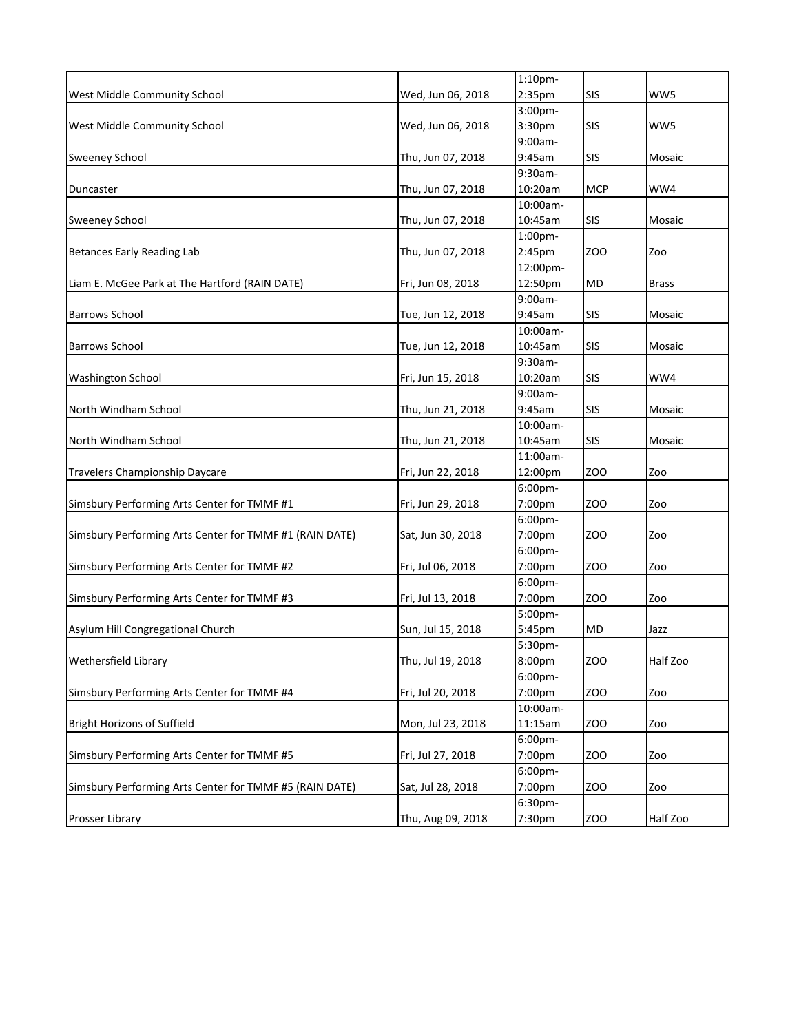| | | | | |
|---|---|---|---|---|
| West Middle Community School | Wed, Jun 06, 2018 | 1:10pm-2:35pm | SIS | WW5 |
| West Middle Community School | Wed, Jun 06, 2018 | 3:00pm-3:30pm | SIS | WW5 |
| Sweeney School | Thu, Jun 07, 2018 | 9:00am-9:45am | SIS | Mosaic |
| Duncaster | Thu, Jun 07, 2018 | 9:30am-10:20am | MCP | WW4 |
| Sweeney School | Thu, Jun 07, 2018 | 10:00am-10:45am | SIS | Mosaic |
| Betances Early Reading Lab | Thu, Jun 07, 2018 | 1:00pm-2:45pm | ZOO | Zoo |
| Liam E. McGee Park at The Hartford (RAIN DATE) | Fri, Jun 08, 2018 | 12:00pm-12:50pm | MD | Brass |
| Barrows School | Tue, Jun 12, 2018 | 9:00am-9:45am | SIS | Mosaic |
| Barrows School | Tue, Jun 12, 2018 | 10:00am-10:45am | SIS | Mosaic |
| Washington School | Fri, Jun 15, 2018 | 9:30am-10:20am | SIS | WW4 |
| North Windham School | Thu, Jun 21, 2018 | 9:00am-9:45am | SIS | Mosaic |
| North Windham School | Thu, Jun 21, 2018 | 10:00am-10:45am | SIS | Mosaic |
| Travelers Championship Daycare | Fri, Jun 22, 2018 | 11:00am-12:00pm | ZOO | Zoo |
| Simsbury Performing Arts Center for TMMF #1 | Fri, Jun 29, 2018 | 6:00pm-7:00pm | ZOO | Zoo |
| Simsbury Performing Arts Center for TMMF #1 (RAIN DATE) | Sat, Jun 30, 2018 | 6:00pm-7:00pm | ZOO | Zoo |
| Simsbury Performing Arts Center for TMMF #2 | Fri, Jul 06, 2018 | 6:00pm-7:00pm | ZOO | Zoo |
| Simsbury Performing Arts Center for TMMF #3 | Fri, Jul 13, 2018 | 6:00pm-7:00pm | ZOO | Zoo |
| Asylum Hill Congregational Church | Sun, Jul 15, 2018 | 5:00pm-5:45pm | MD | Jazz |
| Wethersfield Library | Thu, Jul 19, 2018 | 5:30pm-8:00pm | ZOO | Half Zoo |
| Simsbury Performing Arts Center for TMMF #4 | Fri, Jul 20, 2018 | 6:00pm-7:00pm | ZOO | Zoo |
| Bright Horizons of Suffield | Mon, Jul 23, 2018 | 10:00am-11:15am | ZOO | Zoo |
| Simsbury Performing Arts Center for TMMF #5 | Fri, Jul 27, 2018 | 6:00pm-7:00pm | ZOO | Zoo |
| Simsbury Performing Arts Center for TMMF #5 (RAIN DATE) | Sat, Jul 28, 2018 | 6:00pm-7:00pm | ZOO | Zoo |
| Prosser Library | Thu, Aug 09, 2018 | 6:30pm-7:30pm | ZOO | Half Zoo |